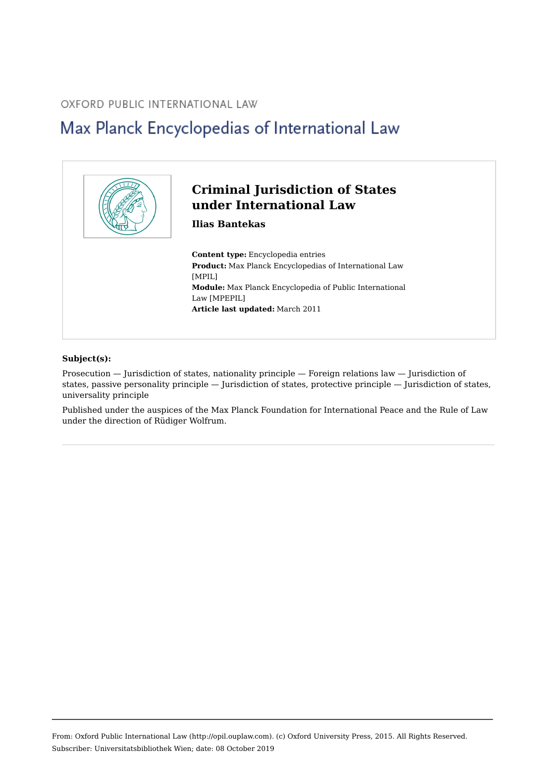OXFORD PUBLIC INTERNATIONAL LAW

# Max Planck Encyclopedias of International Law

## Criminal Jurisdiction of States under International Law

**Ilias Bantekas**

**Content type:** Encyclopedia entries
**Product:** Max Planck Encyclopedias of International Law [MPIL]
**Module:** Max Planck Encyclopedia of Public International Law [MPEPIL]
**Article last updated:** March 2011

**Subject(s):**

Prosecution — Jurisdiction of states, nationality principle — Foreign relations law — Jurisdiction of states, passive personality principle — Jurisdiction of states, protective principle — Jurisdiction of states, universality principle

Published under the auspices of the Max Planck Foundation for International Peace and the Rule of Law under the direction of Rüdiger Wolfrum.

From: Oxford Public International Law (http://opil.ouplaw.com). (c) Oxford University Press, 2015. All Rights Reserved.
Subscriber: Universitatsbibliothek Wien; date: 08 October 2019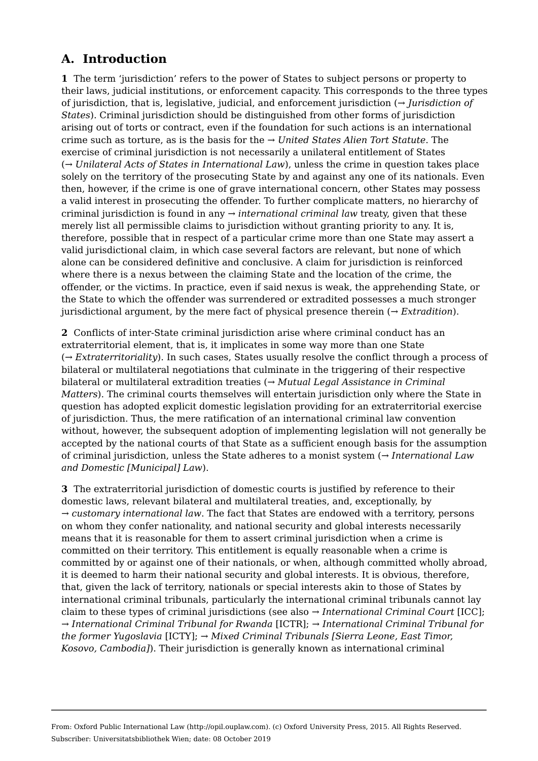## A. Introduction

**1** The term 'jurisdiction' refers to the power of States to subject persons or property to their laws, judicial institutions, or enforcement capacity. This corresponds to the three types of jurisdiction, that is, legislative, judicial, and enforcement jurisdiction (→ *Jurisdiction of States*). Criminal jurisdiction should be distinguished from other forms of jurisdiction arising out of torts or contract, even if the foundation for such actions is an international crime such as torture, as is the basis for the → *United States Alien Tort Statute*. The exercise of criminal jurisdiction is not necessarily a unilateral entitlement of States (→ *Unilateral Acts of States in International Law*), unless the crime in question takes place solely on the territory of the prosecuting State by and against any one of its nationals. Even then, however, if the crime is one of grave international concern, other States may possess a valid interest in prosecuting the offender. To further complicate matters, no hierarchy of criminal jurisdiction is found in any → *international criminal law* treaty, given that these merely list all permissible claims to jurisdiction without granting priority to any. It is, therefore, possible that in respect of a particular crime more than one State may assert a valid jurisdictional claim, in which case several factors are relevant, but none of which alone can be considered definitive and conclusive. A claim for jurisdiction is reinforced where there is a nexus between the claiming State and the location of the crime, the offender, or the victims. In practice, even if said nexus is weak, the apprehending State, or the State to which the offender was surrendered or extradited possesses a much stronger jurisdictional argument, by the mere fact of physical presence therein (→ *Extradition*).

**2** Conflicts of inter-State criminal jurisdiction arise where criminal conduct has an extraterritorial element, that is, it implicates in some way more than one State (→ *Extraterritoriality*). In such cases, States usually resolve the conflict through a process of bilateral or multilateral negotiations that culminate in the triggering of their respective bilateral or multilateral extradition treaties (→ *Mutual Legal Assistance in Criminal Matters*). The criminal courts themselves will entertain jurisdiction only where the State in question has adopted explicit domestic legislation providing for an extraterritorial exercise of jurisdiction. Thus, the mere ratification of an international criminal law convention without, however, the subsequent adoption of implementing legislation will not generally be accepted by the national courts of that State as a sufficient enough basis for the assumption of criminal jurisdiction, unless the State adheres to a monist system (→ *International Law and Domestic [Municipal] Law*).

**3** The extraterritorial jurisdiction of domestic courts is justified by reference to their domestic laws, relevant bilateral and multilateral treaties, and, exceptionally, by → *customary international law*. The fact that States are endowed with a territory, persons on whom they confer nationality, and national security and global interests necessarily means that it is reasonable for them to assert criminal jurisdiction when a crime is committed on their territory. This entitlement is equally reasonable when a crime is committed by or against one of their nationals, or when, although committed wholly abroad, it is deemed to harm their national security and global interests. It is obvious, therefore, that, given the lack of territory, nationals or special interests akin to those of States by international criminal tribunals, particularly the international criminal tribunals cannot lay claim to these types of criminal jurisdictions (see also → *International Criminal Court* [ICC]; → *International Criminal Tribunal for Rwanda* [ICTR]; → *International Criminal Tribunal for the former Yugoslavia* [ICTY]; → *Mixed Criminal Tribunals [Sierra Leone, East Timor, Kosovo, Cambodia]*). Their jurisdiction is generally known as international criminal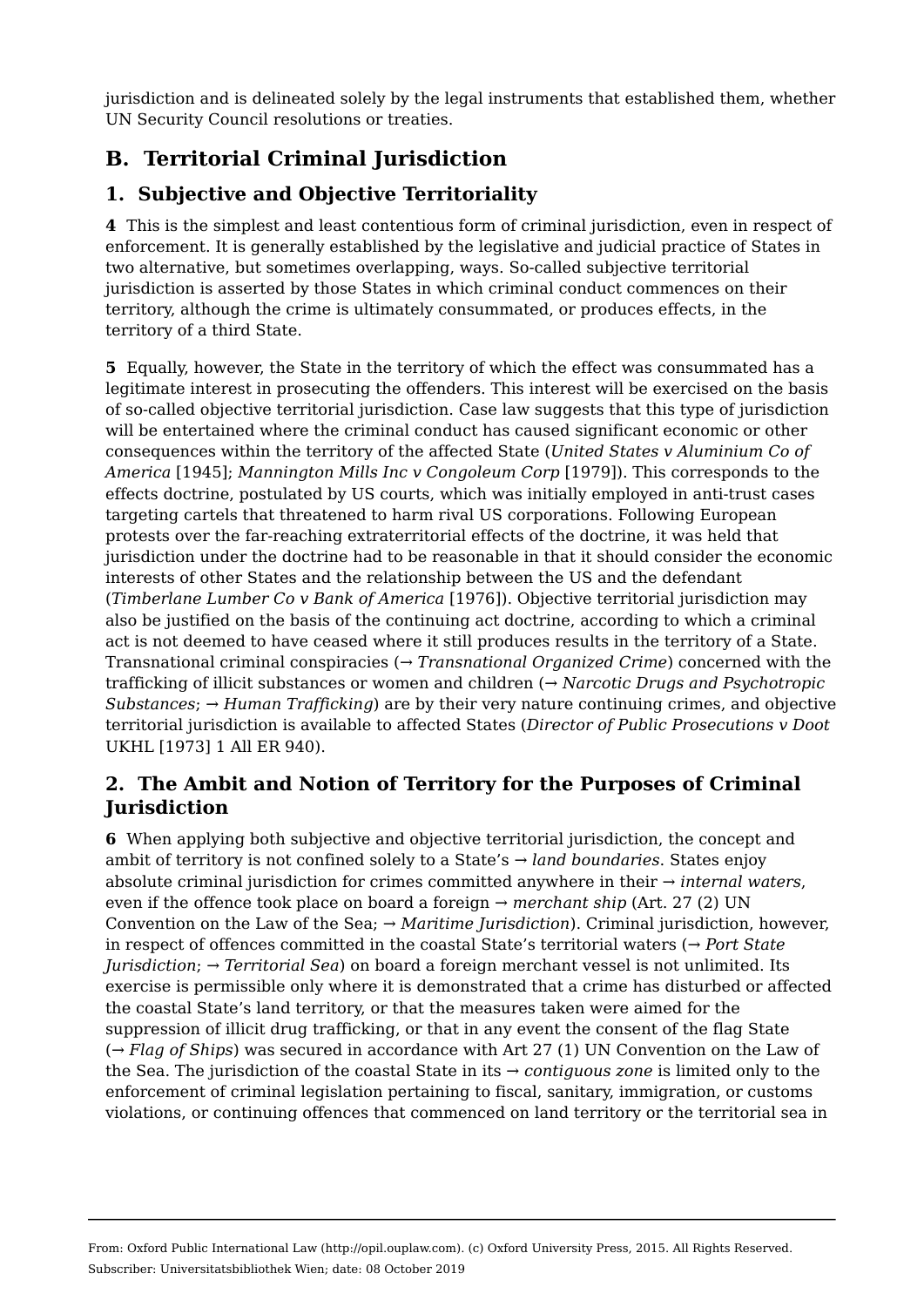jurisdiction and is delineated solely by the legal instruments that established them, whether UN Security Council resolutions or treaties.

## B. Territorial Criminal Jurisdiction

### 1. Subjective and Objective Territoriality

**4** This is the simplest and least contentious form of criminal jurisdiction, even in respect of enforcement. It is generally established by the legislative and judicial practice of States in two alternative, but sometimes overlapping, ways. So-called subjective territorial jurisdiction is asserted by those States in which criminal conduct commences on their territory, although the crime is ultimately consummated, or produces effects, in the territory of a third State.

**5** Equally, however, the State in the territory of which the effect was consummated has a legitimate interest in prosecuting the offenders. This interest will be exercised on the basis of so-called objective territorial jurisdiction. Case law suggests that this type of jurisdiction will be entertained where the criminal conduct has caused significant economic or other consequences within the territory of the affected State (*United States v Aluminium Co of America* [1945]; *Mannington Mills Inc v Congoleum Corp* [1979]). This corresponds to the effects doctrine, postulated by US courts, which was initially employed in anti-trust cases targeting cartels that threatened to harm rival US corporations. Following European protests over the far-reaching extraterritorial effects of the doctrine, it was held that jurisdiction under the doctrine had to be reasonable in that it should consider the economic interests of other States and the relationship between the US and the defendant (*Timberlane Lumber Co v Bank of America* [1976]). Objective territorial jurisdiction may also be justified on the basis of the continuing act doctrine, according to which a criminal act is not deemed to have ceased where it still produces results in the territory of a State. Transnational criminal conspiracies (→ *Transnational Organized Crime*) concerned with the trafficking of illicit substances or women and children (→ *Narcotic Drugs and Psychotropic Substances*; → *Human Trafficking*) are by their very nature continuing crimes, and objective territorial jurisdiction is available to affected States (*Director of Public Prosecutions v Doot* UKHL [1973] 1 All ER 940).

### 2. The Ambit and Notion of Territory for the Purposes of Criminal Jurisdiction

**6** When applying both subjective and objective territorial jurisdiction, the concept and ambit of territory is not confined solely to a State's → *land boundaries*. States enjoy absolute criminal jurisdiction for crimes committed anywhere in their → *internal waters*, even if the offence took place on board a foreign → *merchant ship* (Art. 27 (2) UN Convention on the Law of the Sea; → *Maritime Jurisdiction*). Criminal jurisdiction, however, in respect of offences committed in the coastal State's territorial waters (→ *Port State Jurisdiction*; → *Territorial Sea*) on board a foreign merchant vessel is not unlimited. Its exercise is permissible only where it is demonstrated that a crime has disturbed or affected the coastal State's land territory, or that the measures taken were aimed for the suppression of illicit drug trafficking, or that in any event the consent of the flag State (→ *Flag of Ships*) was secured in accordance with Art 27 (1) UN Convention on the Law of the Sea. The jurisdiction of the coastal State in its → *contiguous zone* is limited only to the enforcement of criminal legislation pertaining to fiscal, sanitary, immigration, or customs violations, or continuing offences that commenced on land territory or the territorial sea in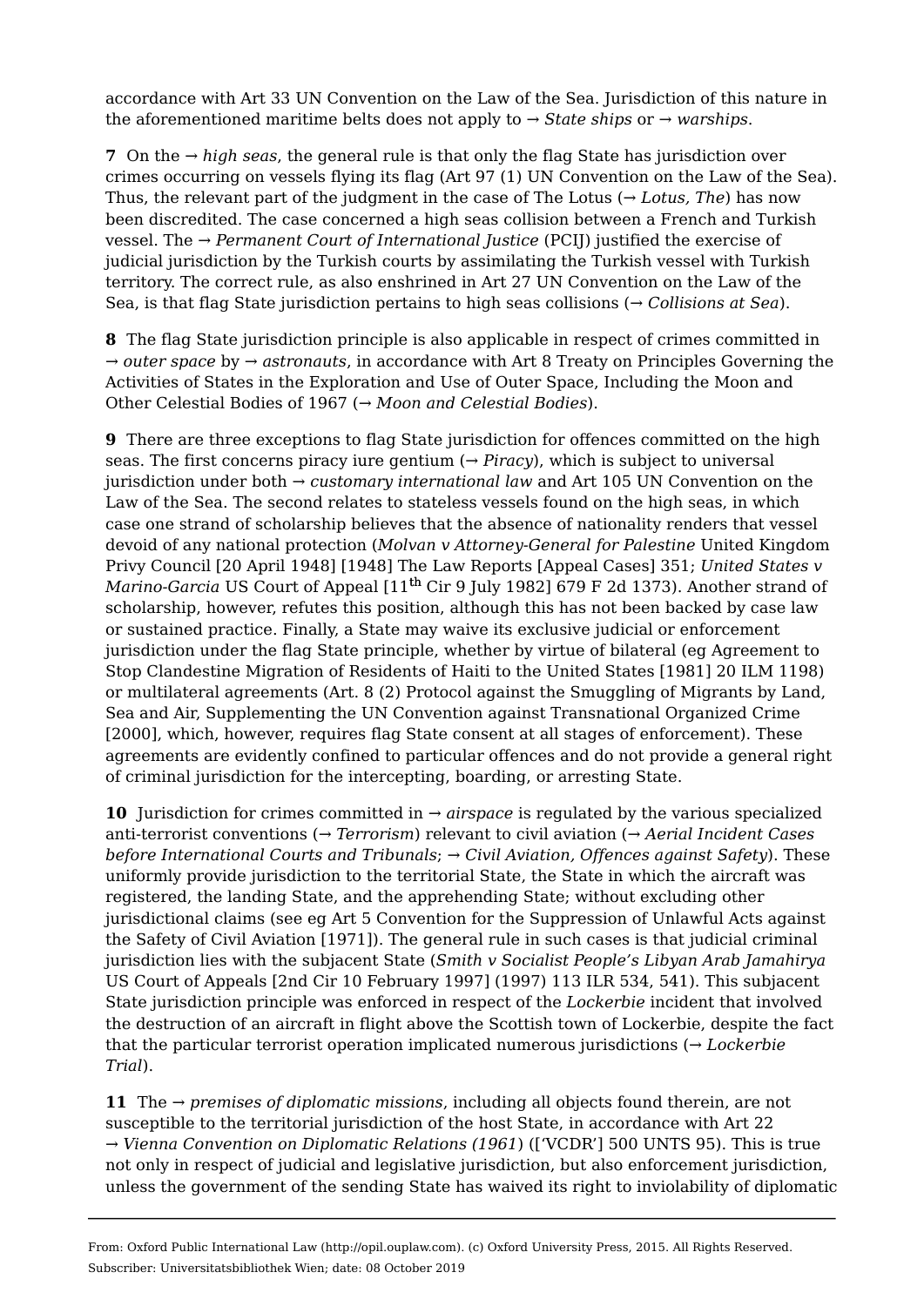accordance with Art 33 UN Convention on the Law of the Sea. Jurisdiction of this nature in the aforementioned maritime belts does not apply to → *State ships* or → *warships*.

**7** On the → *high seas*, the general rule is that only the flag State has jurisdiction over crimes occurring on vessels flying its flag (Art 97 (1) UN Convention on the Law of the Sea). Thus, the relevant part of the judgment in the case of The Lotus (→ *Lotus, The*) has now been discredited. The case concerned a high seas collision between a French and Turkish vessel. The → *Permanent Court of International Justice* (PCIJ) justified the exercise of judicial jurisdiction by the Turkish courts by assimilating the Turkish vessel with Turkish territory. The correct rule, as also enshrined in Art 27 UN Convention on the Law of the Sea, is that flag State jurisdiction pertains to high seas collisions (→ *Collisions at Sea*).

**8** The flag State jurisdiction principle is also applicable in respect of crimes committed in → *outer space* by → *astronauts*, in accordance with Art 8 Treaty on Principles Governing the Activities of States in the Exploration and Use of Outer Space, Including the Moon and Other Celestial Bodies of 1967 (→ *Moon and Celestial Bodies*).

**9** There are three exceptions to flag State jurisdiction for offences committed on the high seas. The first concerns piracy iure gentium (→ *Piracy*), which is subject to universal jurisdiction under both → *customary international law* and Art 105 UN Convention on the Law of the Sea. The second relates to stateless vessels found on the high seas, in which case one strand of scholarship believes that the absence of nationality renders that vessel devoid of any national protection (*Molvan v Attorney-General for Palestine* United Kingdom Privy Council [20 April 1948] [1948] The Law Reports [Appeal Cases] 351; *United States v Marino-Garcia* US Court of Appeal [11th Cir 9 July 1982] 679 F 2d 1373). Another strand of scholarship, however, refutes this position, although this has not been backed by case law or sustained practice. Finally, a State may waive its exclusive judicial or enforcement jurisdiction under the flag State principle, whether by virtue of bilateral (eg Agreement to Stop Clandestine Migration of Residents of Haiti to the United States [1981] 20 ILM 1198) or multilateral agreements (Art. 8 (2) Protocol against the Smuggling of Migrants by Land, Sea and Air, Supplementing the UN Convention against Transnational Organized Crime [2000], which, however, requires flag State consent at all stages of enforcement). These agreements are evidently confined to particular offences and do not provide a general right of criminal jurisdiction for the intercepting, boarding, or arresting State.

**10** Jurisdiction for crimes committed in → *airspace* is regulated by the various specialized anti-terrorist conventions (→ *Terrorism*) relevant to civil aviation (→ *Aerial Incident Cases before International Courts and Tribunals*; → *Civil Aviation, Offences against Safety*). These uniformly provide jurisdiction to the territorial State, the State in which the aircraft was registered, the landing State, and the apprehending State; without excluding other jurisdictional claims (see eg Art 5 Convention for the Suppression of Unlawful Acts against the Safety of Civil Aviation [1971]). The general rule in such cases is that judicial criminal jurisdiction lies with the subjacent State (*Smith v Socialist People's Libyan Arab Jamahirya* US Court of Appeals [2nd Cir 10 February 1997] (1997) 113 ILR 534, 541). This subjacent State jurisdiction principle was enforced in respect of the *Lockerbie* incident that involved the destruction of an aircraft in flight above the Scottish town of Lockerbie, despite the fact that the particular terrorist operation implicated numerous jurisdictions (→ *Lockerbie Trial*).

**11** The → *premises of diplomatic missions*, including all objects found therein, are not susceptible to the territorial jurisdiction of the host State, in accordance with Art 22 → *Vienna Convention on Diplomatic Relations (1961)* (['VCDR'] 500 UNTS 95). This is true not only in respect of judicial and legislative jurisdiction, but also enforcement jurisdiction, unless the government of the sending State has waived its right to inviolability of diplomatic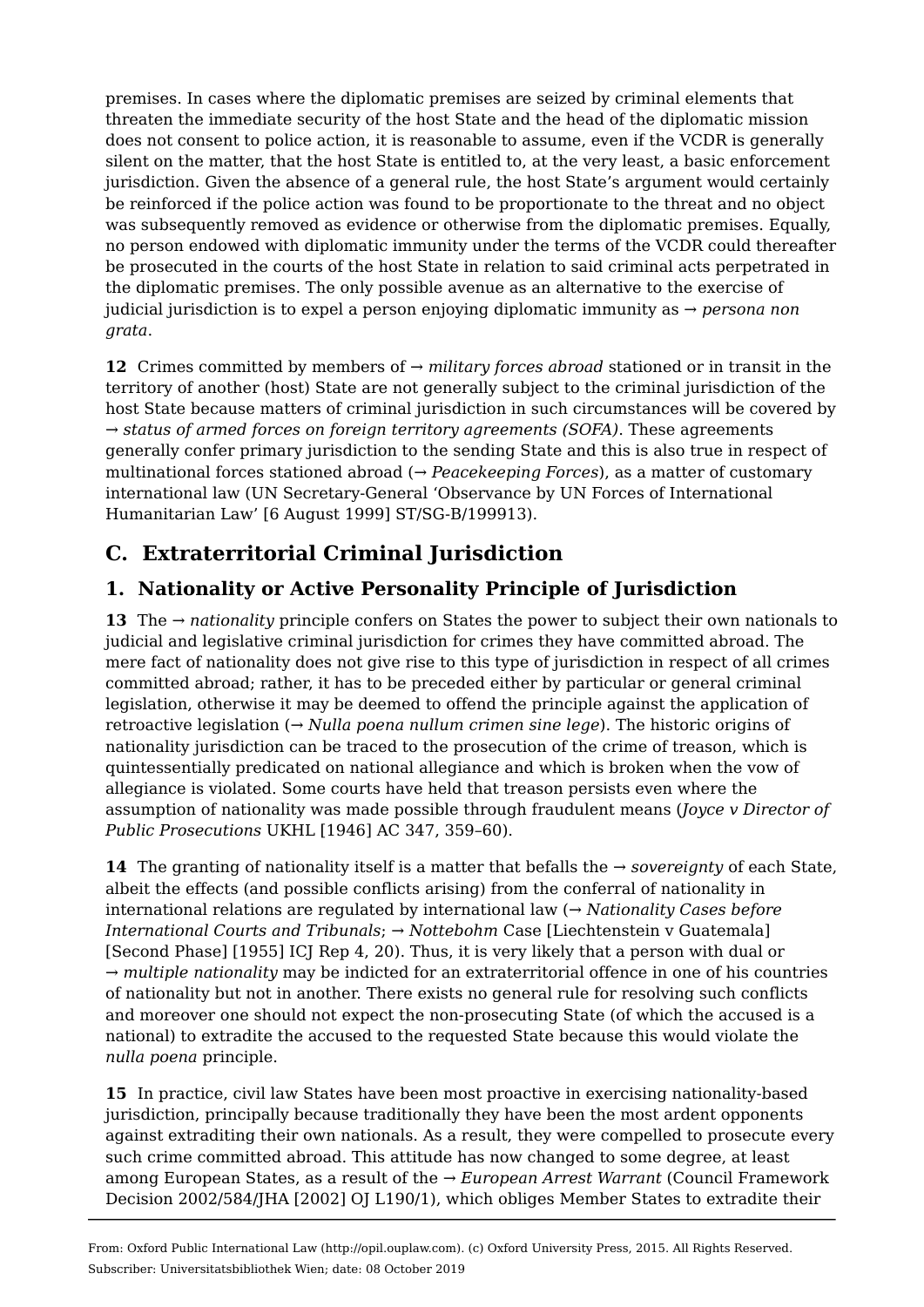premises. In cases where the diplomatic premises are seized by criminal elements that threaten the immediate security of the host State and the head of the diplomatic mission does not consent to police action, it is reasonable to assume, even if the VCDR is generally silent on the matter, that the host State is entitled to, at the very least, a basic enforcement jurisdiction. Given the absence of a general rule, the host State's argument would certainly be reinforced if the police action was found to be proportionate to the threat and no object was subsequently removed as evidence or otherwise from the diplomatic premises. Equally, no person endowed with diplomatic immunity under the terms of the VCDR could thereafter be prosecuted in the courts of the host State in relation to said criminal acts perpetrated in the diplomatic premises. The only possible avenue as an alternative to the exercise of judicial jurisdiction is to expel a person enjoying diplomatic immunity as → *persona non grata*.

**12** Crimes committed by members of → *military forces abroad* stationed or in transit in the territory of another (host) State are not generally subject to the criminal jurisdiction of the host State because matters of criminal jurisdiction in such circumstances will be covered by → *status of armed forces on foreign territory agreements (SOFA)*. These agreements generally confer primary jurisdiction to the sending State and this is also true in respect of multinational forces stationed abroad (→ *Peacekeeping Forces*), as a matter of customary international law (UN Secretary-General 'Observance by UN Forces of International Humanitarian Law' [6 August 1999] ST/SG-B/199913).

## C. Extraterritorial Criminal Jurisdiction

### 1. Nationality or Active Personality Principle of Jurisdiction

**13** The → *nationality* principle confers on States the power to subject their own nationals to judicial and legislative criminal jurisdiction for crimes they have committed abroad. The mere fact of nationality does not give rise to this type of jurisdiction in respect of all crimes committed abroad; rather, it has to be preceded either by particular or general criminal legislation, otherwise it may be deemed to offend the principle against the application of retroactive legislation (→ *Nulla poena nullum crimen sine lege*). The historic origins of nationality jurisdiction can be traced to the prosecution of the crime of treason, which is quintessentially predicated on national allegiance and which is broken when the vow of allegiance is violated. Some courts have held that treason persists even where the assumption of nationality was made possible through fraudulent means (*Joyce v Director of Public Prosecutions* UKHL [1946] AC 347, 359–60).

**14** The granting of nationality itself is a matter that befalls the → *sovereignty* of each State, albeit the effects (and possible conflicts arising) from the conferral of nationality in international relations are regulated by international law (→ *Nationality Cases before International Courts and Tribunals*; → *Nottebohm* Case [Liechtenstein v Guatemala] [Second Phase] [1955] ICJ Rep 4, 20). Thus, it is very likely that a person with dual or → *multiple nationality* may be indicted for an extraterritorial offence in one of his countries of nationality but not in another. There exists no general rule for resolving such conflicts and moreover one should not expect the non-prosecuting State (of which the accused is a national) to extradite the accused to the requested State because this would violate the *nulla poena* principle.

**15** In practice, civil law States have been most proactive in exercising nationality-based jurisdiction, principally because traditionally they have been the most ardent opponents against extraditing their own nationals. As a result, they were compelled to prosecute every such crime committed abroad. This attitude has now changed to some degree, at least among European States, as a result of the → *European Arrest Warrant* (Council Framework Decision 2002/584/JHA [2002] OJ L190/1), which obliges Member States to extradite their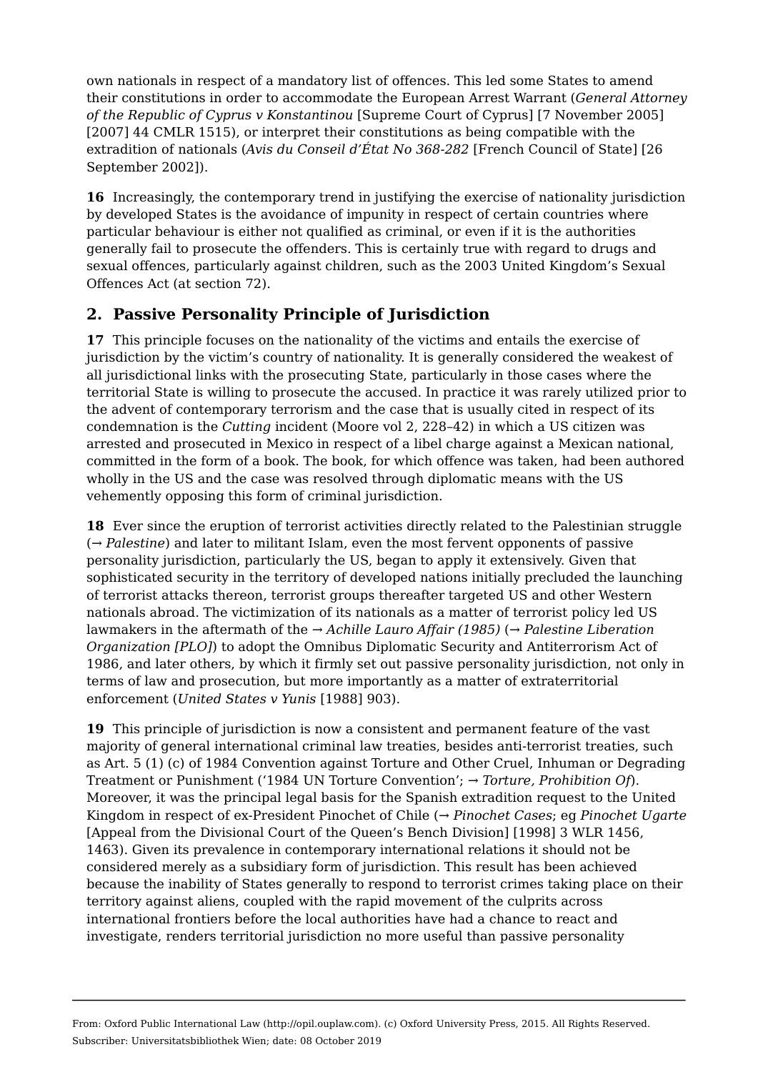own nationals in respect of a mandatory list of offences. This led some States to amend their constitutions in order to accommodate the European Arrest Warrant (*General Attorney of the Republic of Cyprus v Konstantinou* [Supreme Court of Cyprus] [7 November 2005] [2007] 44 CMLR 1515), or interpret their constitutions as being compatible with the extradition of nationals (*Avis du Conseil d'État No 368-282* [French Council of State] [26 September 2002]).

**16** Increasingly, the contemporary trend in justifying the exercise of nationality jurisdiction by developed States is the avoidance of impunity in respect of certain countries where particular behaviour is either not qualified as criminal, or even if it is the authorities generally fail to prosecute the offenders. This is certainly true with regard to drugs and sexual offences, particularly against children, such as the 2003 United Kingdom's Sexual Offences Act (at section 72).

## 2. Passive Personality Principle of Jurisdiction

**17** This principle focuses on the nationality of the victims and entails the exercise of jurisdiction by the victim's country of nationality. It is generally considered the weakest of all jurisdictional links with the prosecuting State, particularly in those cases where the territorial State is willing to prosecute the accused. In practice it was rarely utilized prior to the advent of contemporary terrorism and the case that is usually cited in respect of its condemnation is the *Cutting* incident (Moore vol 2, 228–42) in which a US citizen was arrested and prosecuted in Mexico in respect of a libel charge against a Mexican national, committed in the form of a book. The book, for which offence was taken, had been authored wholly in the US and the case was resolved through diplomatic means with the US vehemently opposing this form of criminal jurisdiction.

**18** Ever since the eruption of terrorist activities directly related to the Palestinian struggle (→ *Palestine*) and later to militant Islam, even the most fervent opponents of passive personality jurisdiction, particularly the US, began to apply it extensively. Given that sophisticated security in the territory of developed nations initially precluded the launching of terrorist attacks thereon, terrorist groups thereafter targeted US and other Western nationals abroad. The victimization of its nationals as a matter of terrorist policy led US lawmakers in the aftermath of the → *Achille Lauro Affair (1985)* (→ *Palestine Liberation Organization [PLO]*) to adopt the Omnibus Diplomatic Security and Antiterrorism Act of 1986, and later others, by which it firmly set out passive personality jurisdiction, not only in terms of law and prosecution, but more importantly as a matter of extraterritorial enforcement (*United States v Yunis* [1988] 903).

**19** This principle of jurisdiction is now a consistent and permanent feature of the vast majority of general international criminal law treaties, besides anti-terrorist treaties, such as Art. 5 (1) (c) of 1984 Convention against Torture and Other Cruel, Inhuman or Degrading Treatment or Punishment ('1984 UN Torture Convention'; → *Torture, Prohibition Of*). Moreover, it was the principal legal basis for the Spanish extradition request to the United Kingdom in respect of ex-President Pinochet of Chile (→ *Pinochet Cases*; eg *Pinochet Ugarte* [Appeal from the Divisional Court of the Queen's Bench Division] [1998] 3 WLR 1456, 1463). Given its prevalence in contemporary international relations it should not be considered merely as a subsidiary form of jurisdiction. This result has been achieved because the inability of States generally to respond to terrorist crimes taking place on their territory against aliens, coupled with the rapid movement of the culprits across international frontiers before the local authorities have had a chance to react and investigate, renders territorial jurisdiction no more useful than passive personality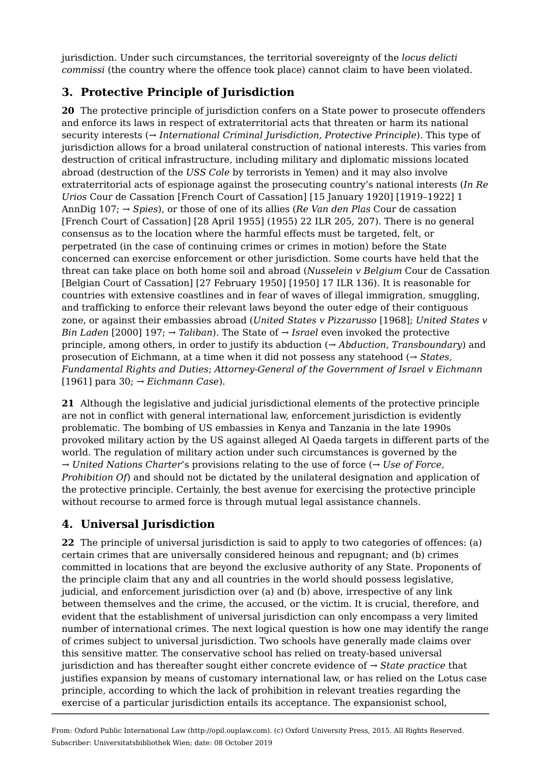jurisdiction. Under such circumstances, the territorial sovereignty of the *locus delicti commissi* (the country where the offence took place) cannot claim to have been violated.

## 3. Protective Principle of Jurisdiction

**20** The protective principle of jurisdiction confers on a State power to prosecute offenders and enforce its laws in respect of extraterritorial acts that threaten or harm its national security interests (→ *International Criminal Jurisdiction, Protective Principle*). This type of jurisdiction allows for a broad unilateral construction of national interests. This varies from destruction of critical infrastructure, including military and diplomatic missions located abroad (destruction of the *USS Cole* by terrorists in Yemen) and it may also involve extraterritorial acts of espionage against the prosecuting country's national interests (*In Re Urios* Cour de Cassation [French Court of Cassation] [15 January 1920] [1919–1922] 1 AnnDig 107; → *Spies*), or those of one of its allies (*Re Van den Plas* Cour de cassation [French Court of Cassation] [28 April 1955] (1955) 22 ILR 205, 207). There is no general consensus as to the location where the harmful effects must be targeted, felt, or perpetrated (in the case of continuing crimes or crimes in motion) before the State concerned can exercise enforcement or other jurisdiction. Some courts have held that the threat can take place on both home soil and abroad (*Nusselein v Belgium* Cour de Cassation [Belgian Court of Cassation] [27 February 1950] [1950] 17 ILR 136). It is reasonable for countries with extensive coastlines and in fear of waves of illegal immigration, smuggling, and trafficking to enforce their relevant laws beyond the outer edge of their contiguous zone, or against their embassies abroad (*United States v Pizzarusso* [1968]; *United States v Bin Laden* [2000] 197; → *Taliban*). The State of → *Israel* even invoked the protective principle, among others, in order to justify its abduction (→ *Abduction, Transboundary*) and prosecution of Eichmann, at a time when it did not possess any statehood (→ *States, Fundamental Rights and Duties*; *Attorney-General of the Government of Israel v Eichmann* [1961] para 30; → *Eichmann Case*).

**21** Although the legislative and judicial jurisdictional elements of the protective principle are not in conflict with general international law, enforcement jurisdiction is evidently problematic. The bombing of US embassies in Kenya and Tanzania in the late 1990s provoked military action by the US against alleged Al Qaeda targets in different parts of the world. The regulation of military action under such circumstances is governed by the → *United Nations Charter*'s provisions relating to the use of force (→ *Use of Force, Prohibition Of*) and should not be dictated by the unilateral designation and application of the protective principle. Certainly, the best avenue for exercising the protective principle without recourse to armed force is through mutual legal assistance channels.

## 4. Universal Jurisdiction

**22** The principle of universal jurisdiction is said to apply to two categories of offences: (a) certain crimes that are universally considered heinous and repugnant; and (b) crimes committed in locations that are beyond the exclusive authority of any State. Proponents of the principle claim that any and all countries in the world should possess legislative, judicial, and enforcement jurisdiction over (a) and (b) above, irrespective of any link between themselves and the crime, the accused, or the victim. It is crucial, therefore, and evident that the establishment of universal jurisdiction can only encompass a very limited number of international crimes. The next logical question is how one may identify the range of crimes subject to universal jurisdiction. Two schools have generally made claims over this sensitive matter. The conservative school has relied on treaty-based universal jurisdiction and has thereafter sought either concrete evidence of → *State practice* that justifies expansion by means of customary international law, or has relied on the Lotus case principle, according to which the lack of prohibition in relevant treaties regarding the exercise of a particular jurisdiction entails its acceptance. The expansionist school,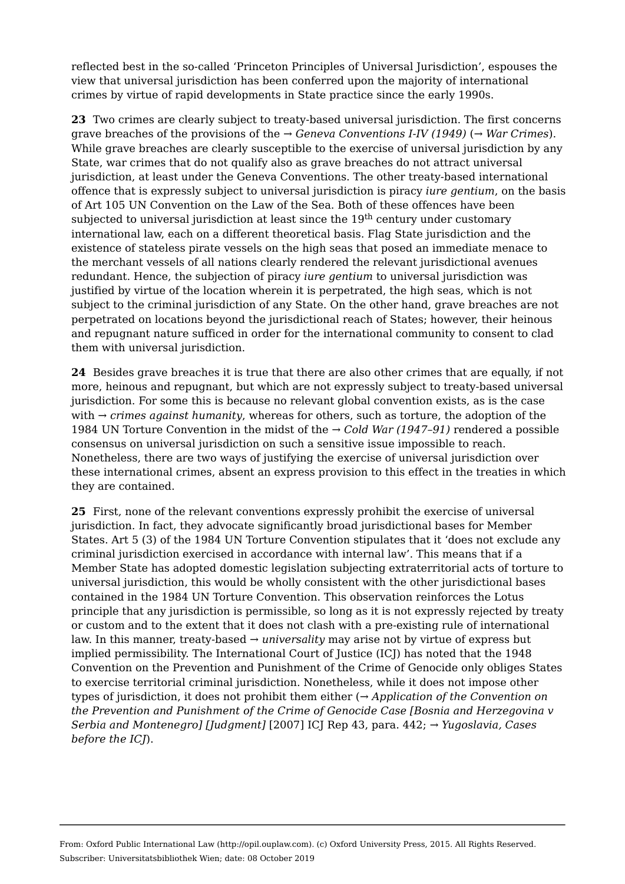reflected best in the so-called 'Princeton Principles of Universal Jurisdiction', espouses the view that universal jurisdiction has been conferred upon the majority of international crimes by virtue of rapid developments in State practice since the early 1990s.

**23** Two crimes are clearly subject to treaty-based universal jurisdiction. The first concerns grave breaches of the provisions of the → *Geneva Conventions I-IV (1949)* (→ *War Crimes*). While grave breaches are clearly susceptible to the exercise of universal jurisdiction by any State, war crimes that do not qualify also as grave breaches do not attract universal jurisdiction, at least under the Geneva Conventions. The other treaty-based international offence that is expressly subject to universal jurisdiction is piracy *iure gentium*, on the basis of Art 105 UN Convention on the Law of the Sea. Both of these offences have been subjected to universal jurisdiction at least since the 19th century under customary international law, each on a different theoretical basis. Flag State jurisdiction and the existence of stateless pirate vessels on the high seas that posed an immediate menace to the merchant vessels of all nations clearly rendered the relevant jurisdictional avenues redundant. Hence, the subjection of piracy *iure gentium* to universal jurisdiction was justified by virtue of the location wherein it is perpetrated, the high seas, which is not subject to the criminal jurisdiction of any State. On the other hand, grave breaches are not perpetrated on locations beyond the jurisdictional reach of States; however, their heinous and repugnant nature sufficed in order for the international community to consent to clad them with universal jurisdiction.

**24** Besides grave breaches it is true that there are also other crimes that are equally, if not more, heinous and repugnant, but which are not expressly subject to treaty-based universal jurisdiction. For some this is because no relevant global convention exists, as is the case with → *crimes against humanity*, whereas for others, such as torture, the adoption of the 1984 UN Torture Convention in the midst of the → *Cold War (1947–91)* rendered a possible consensus on universal jurisdiction on such a sensitive issue impossible to reach. Nonetheless, there are two ways of justifying the exercise of universal jurisdiction over these international crimes, absent an express provision to this effect in the treaties in which they are contained.

**25** First, none of the relevant conventions expressly prohibit the exercise of universal jurisdiction. In fact, they advocate significantly broad jurisdictional bases for Member States. Art 5 (3) of the 1984 UN Torture Convention stipulates that it 'does not exclude any criminal jurisdiction exercised in accordance with internal law'. This means that if a Member State has adopted domestic legislation subjecting extraterritorial acts of torture to universal jurisdiction, this would be wholly consistent with the other jurisdictional bases contained in the 1984 UN Torture Convention. This observation reinforces the Lotus principle that any jurisdiction is permissible, so long as it is not expressly rejected by treaty or custom and to the extent that it does not clash with a pre-existing rule of international law. In this manner, treaty-based → *universality* may arise not by virtue of express but implied permissibility. The International Court of Justice (ICJ) has noted that the 1948 Convention on the Prevention and Punishment of the Crime of Genocide only obliges States to exercise territorial criminal jurisdiction. Nonetheless, while it does not impose other types of jurisdiction, it does not prohibit them either (→ *Application of the Convention on the Prevention and Punishment of the Crime of Genocide Case [Bosnia and Herzegovina v Serbia and Montenegro] [Judgment]* [2007] ICJ Rep 43, para. 442; → *Yugoslavia, Cases before the ICJ*).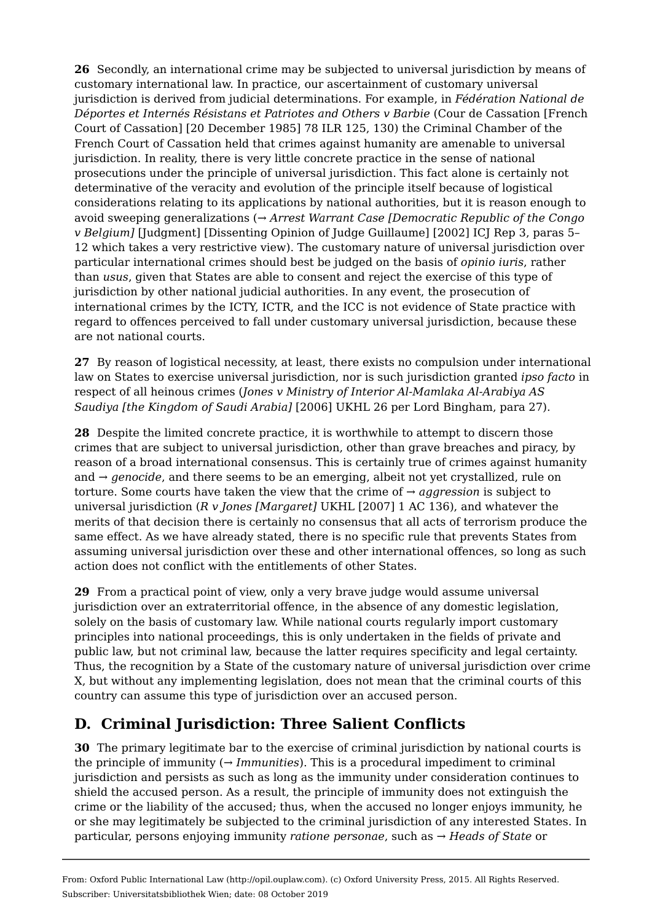**26** Secondly, an international crime may be subjected to universal jurisdiction by means of customary international law. In practice, our ascertainment of customary universal jurisdiction is derived from judicial determinations. For example, in *Fédération National de Déportes et Internés Résistans et Patriotes and Others v Barbie* (Cour de Cassation [French Court of Cassation] [20 December 1985] 78 ILR 125, 130) the Criminal Chamber of the French Court of Cassation held that crimes against humanity are amenable to universal jurisdiction. In reality, there is very little concrete practice in the sense of national prosecutions under the principle of universal jurisdiction. This fact alone is certainly not determinative of the veracity and evolution of the principle itself because of logistical considerations relating to its applications by national authorities, but it is reason enough to avoid sweeping generalizations (→ *Arrest Warrant Case [Democratic Republic of the Congo v Belgium]* [Judgment] [Dissenting Opinion of Judge Guillaume] [2002] ICJ Rep 3, paras 5–12 which takes a very restrictive view). The customary nature of universal jurisdiction over particular international crimes should best be judged on the basis of *opinio iuris*, rather than *usus*, given that States are able to consent and reject the exercise of this type of jurisdiction by other national judicial authorities. In any event, the prosecution of international crimes by the ICTY, ICTR, and the ICC is not evidence of State practice with regard to offences perceived to fall under customary universal jurisdiction, because these are not national courts.

**27** By reason of logistical necessity, at least, there exists no compulsion under international law on States to exercise universal jurisdiction, nor is such jurisdiction granted *ipso facto* in respect of all heinous crimes (*Jones v Ministry of Interior Al-Mamlaka Al-Arabiya AS Saudiya [the Kingdom of Saudi Arabia]* [2006] UKHL 26 per Lord Bingham, para 27).

**28** Despite the limited concrete practice, it is worthwhile to attempt to discern those crimes that are subject to universal jurisdiction, other than grave breaches and piracy, by reason of a broad international consensus. This is certainly true of crimes against humanity and → *genocide*, and there seems to be an emerging, albeit not yet crystallized, rule on torture. Some courts have taken the view that the crime of → *aggression* is subject to universal jurisdiction (*R v Jones [Margaret]* UKHL [2007] 1 AC 136), and whatever the merits of that decision there is certainly no consensus that all acts of terrorism produce the same effect. As we have already stated, there is no specific rule that prevents States from assuming universal jurisdiction over these and other international offences, so long as such action does not conflict with the entitlements of other States.

**29** From a practical point of view, only a very brave judge would assume universal jurisdiction over an extraterritorial offence, in the absence of any domestic legislation, solely on the basis of customary law. While national courts regularly import customary principles into national proceedings, this is only undertaken in the fields of private and public law, but not criminal law, because the latter requires specificity and legal certainty. Thus, the recognition by a State of the customary nature of universal jurisdiction over crime X, but without any implementing legislation, does not mean that the criminal courts of this country can assume this type of jurisdiction over an accused person.

## D. Criminal Jurisdiction: Three Salient Conflicts

**30** The primary legitimate bar to the exercise of criminal jurisdiction by national courts is the principle of immunity (→ *Immunities*). This is a procedural impediment to criminal jurisdiction and persists as such as long as the immunity under consideration continues to shield the accused person. As a result, the principle of immunity does not extinguish the crime or the liability of the accused; thus, when the accused no longer enjoys immunity, he or she may legitimately be subjected to the criminal jurisdiction of any interested States. In particular, persons enjoying immunity *ratione personae*, such as → *Heads of State* or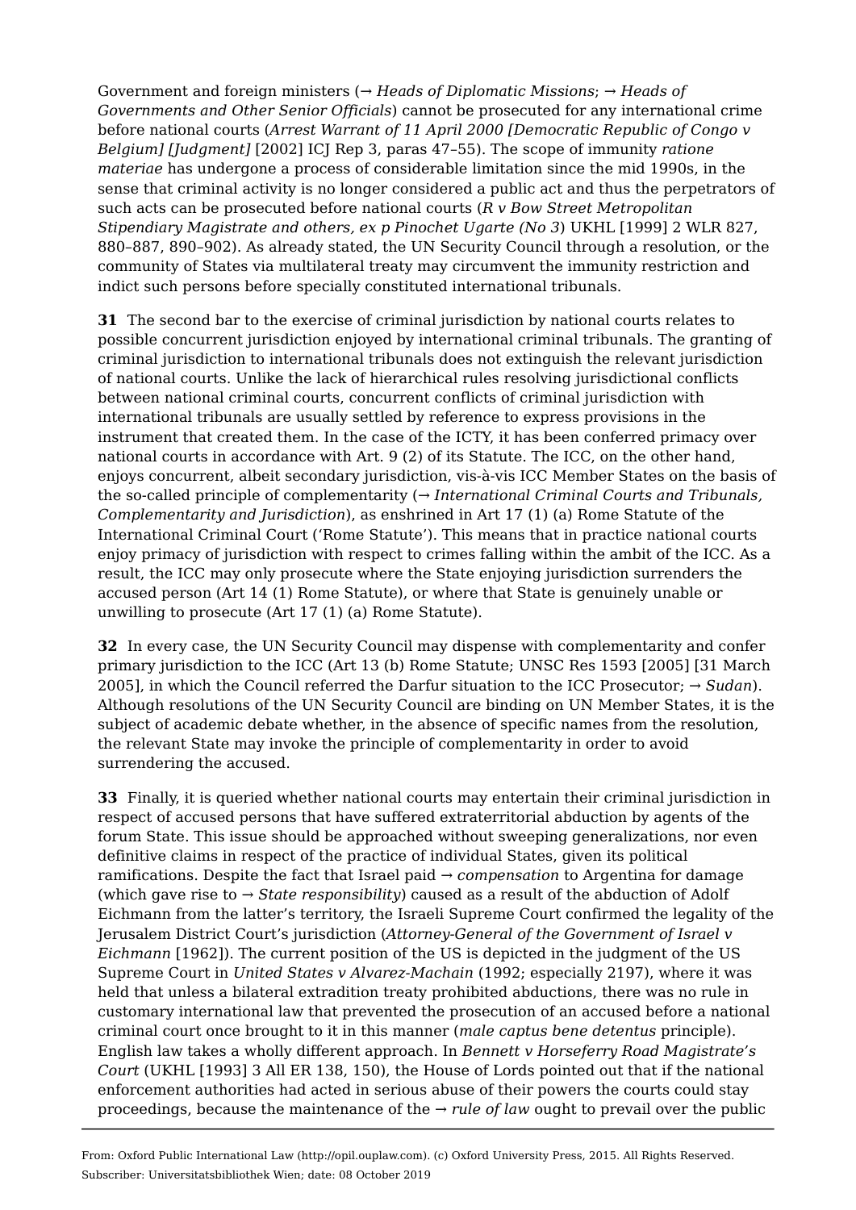Government and foreign ministers (→ *Heads of Diplomatic Missions*; → *Heads of Governments and Other Senior Officials*) cannot be prosecuted for any international crime before national courts (*Arrest Warrant of 11 April 2000 [Democratic Republic of Congo v Belgium] [Judgment]* [2002] ICJ Rep 3, paras 47–55). The scope of immunity *ratione materiae* has undergone a process of considerable limitation since the mid 1990s, in the sense that criminal activity is no longer considered a public act and thus the perpetrators of such acts can be prosecuted before national courts (*R v Bow Street Metropolitan Stipendiary Magistrate and others, ex p Pinochet Ugarte (No 3)* UKHL [1999] 2 WLR 827, 880–887, 890–902). As already stated, the UN Security Council through a resolution, or the community of States via multilateral treaty may circumvent the immunity restriction and indict such persons before specially constituted international tribunals.

**31** The second bar to the exercise of criminal jurisdiction by national courts relates to possible concurrent jurisdiction enjoyed by international criminal tribunals. The granting of criminal jurisdiction to international tribunals does not extinguish the relevant jurisdiction of national courts. Unlike the lack of hierarchical rules resolving jurisdictional conflicts between national criminal courts, concurrent conflicts of criminal jurisdiction with international tribunals are usually settled by reference to express provisions in the instrument that created them. In the case of the ICTY, it has been conferred primacy over national courts in accordance with Art. 9 (2) of its Statute. The ICC, on the other hand, enjoys concurrent, albeit secondary jurisdiction, vis-à-vis ICC Member States on the basis of the so-called principle of complementarity (→ *International Criminal Courts and Tribunals, Complementarity and Jurisdiction*), as enshrined in Art 17 (1) (a) Rome Statute of the International Criminal Court ('Rome Statute'). This means that in practice national courts enjoy primacy of jurisdiction with respect to crimes falling within the ambit of the ICC. As a result, the ICC may only prosecute where the State enjoying jurisdiction surrenders the accused person (Art 14 (1) Rome Statute), or where that State is genuinely unable or unwilling to prosecute (Art 17 (1) (a) Rome Statute).

**32** In every case, the UN Security Council may dispense with complementarity and confer primary jurisdiction to the ICC (Art 13 (b) Rome Statute; UNSC Res 1593 [2005] [31 March 2005], in which the Council referred the Darfur situation to the ICC Prosecutor; → *Sudan*). Although resolutions of the UN Security Council are binding on UN Member States, it is the subject of academic debate whether, in the absence of specific names from the resolution, the relevant State may invoke the principle of complementarity in order to avoid surrendering the accused.

**33** Finally, it is queried whether national courts may entertain their criminal jurisdiction in respect of accused persons that have suffered extraterritorial abduction by agents of the forum State. This issue should be approached without sweeping generalizations, nor even definitive claims in respect of the practice of individual States, given its political ramifications. Despite the fact that Israel paid → *compensation* to Argentina for damage (which gave rise to → *State responsibility*) caused as a result of the abduction of Adolf Eichmann from the latter's territory, the Israeli Supreme Court confirmed the legality of the Jerusalem District Court's jurisdiction (*Attorney-General of the Government of Israel v Eichmann* [1962]). The current position of the US is depicted in the judgment of the US Supreme Court in *United States v Alvarez-Machain* (1992; especially 2197), where it was held that unless a bilateral extradition treaty prohibited abductions, there was no rule in customary international law that prevented the prosecution of an accused before a national criminal court once brought to it in this manner (*male captus bene detentus* principle). English law takes a wholly different approach. In *Bennett v Horseferry Road Magistrate's Court* (UKHL [1993] 3 All ER 138, 150), the House of Lords pointed out that if the national enforcement authorities had acted in serious abuse of their powers the courts could stay proceedings, because the maintenance of the → *rule of law* ought to prevail over the public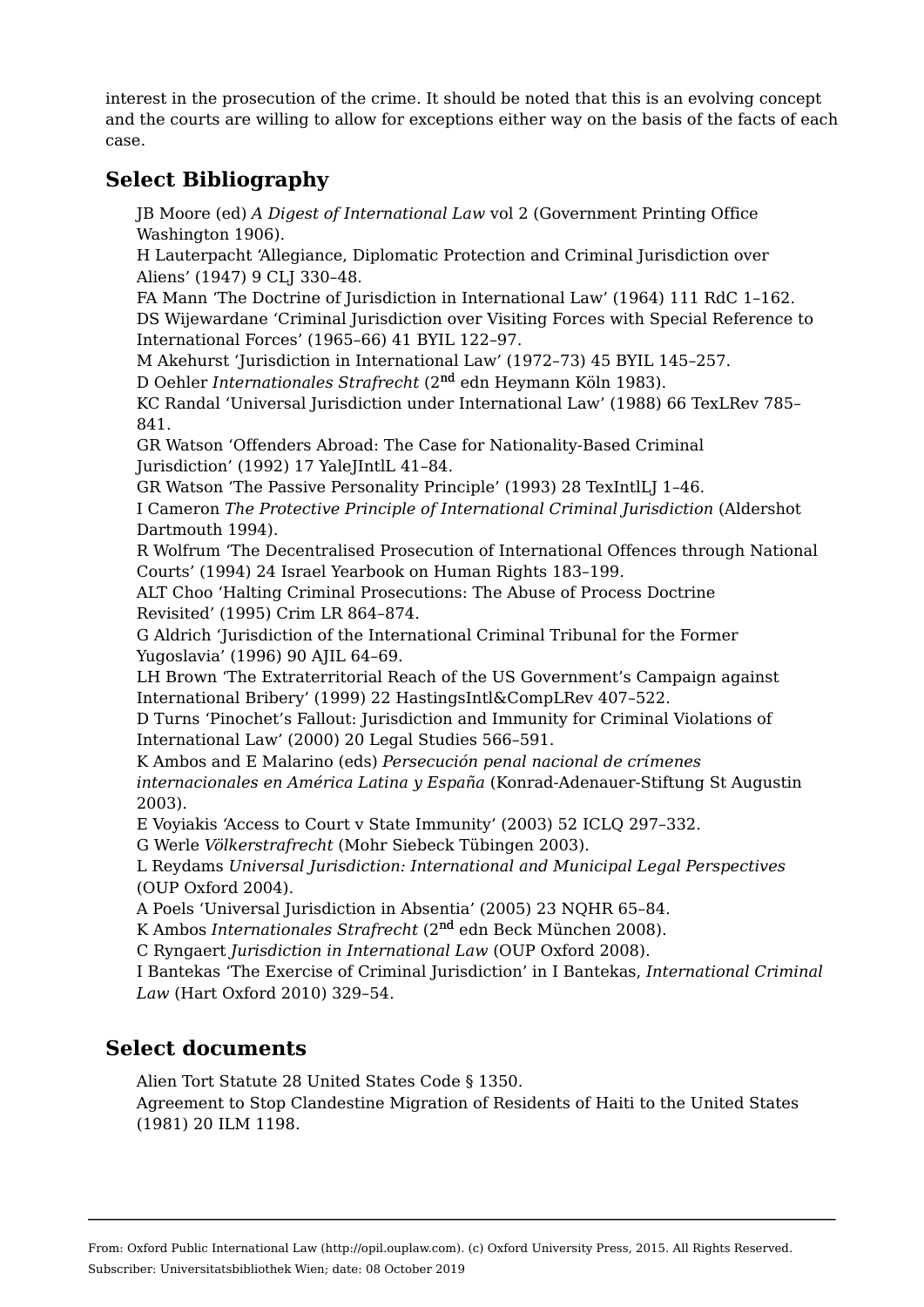interest in the prosecution of the crime. It should be noted that this is an evolving concept and the courts are willing to allow for exceptions either way on the basis of the facts of each case.

## Select Bibliography

JB Moore (ed) *A Digest of International Law* vol 2 (Government Printing Office Washington 1906).

H Lauterpacht 'Allegiance, Diplomatic Protection and Criminal Jurisdiction over Aliens' (1947) 9 CLJ 330–48.

FA Mann 'The Doctrine of Jurisdiction in International Law' (1964) 111 RdC 1–162.

DS Wijewardane 'Criminal Jurisdiction over Visiting Forces with Special Reference to International Forces' (1965–66) 41 BYIL 122–97.

M Akehurst 'Jurisdiction in International Law' (1972–73) 45 BYIL 145–257.

D Oehler *Internationales Strafrecht* (2nd edn Heymann Köln 1983).

KC Randal 'Universal Jurisdiction under International Law' (1988) 66 TexLRev 785–841.

GR Watson 'Offenders Abroad: The Case for Nationality-Based Criminal Jurisdiction' (1992) 17 YaleJIntlL 41–84.

GR Watson 'The Passive Personality Principle' (1993) 28 TexIntlLJ 1–46.

I Cameron *The Protective Principle of International Criminal Jurisdiction* (Aldershot Dartmouth 1994).

R Wolfrum 'The Decentralised Prosecution of International Offences through National Courts' (1994) 24 Israel Yearbook on Human Rights 183–199.

ALT Choo 'Halting Criminal Prosecutions: The Abuse of Process Doctrine Revisited' (1995) Crim LR 864–874.

G Aldrich 'Jurisdiction of the International Criminal Tribunal for the Former Yugoslavia' (1996) 90 AJIL 64–69.

LH Brown 'The Extraterritorial Reach of the US Government's Campaign against International Bribery' (1999) 22 HastingsIntl&CompLRev 407–522.

D Turns 'Pinochet's Fallout: Jurisdiction and Immunity for Criminal Violations of International Law' (2000) 20 Legal Studies 566–591.

K Ambos and E Malarino (eds) *Persecución penal nacional de crímenes internacionales en América Latina y España* (Konrad-Adenauer-Stiftung St Augustin 2003).

E Voyiakis 'Access to Court v State Immunity' (2003) 52 ICLQ 297–332.

G Werle *Völkerstrafrecht* (Mohr Siebeck Tübingen 2003).

L Reydams *Universal Jurisdiction: International and Municipal Legal Perspectives* (OUP Oxford 2004).

A Poels 'Universal Jurisdiction in Absentia' (2005) 23 NQHR 65–84.

K Ambos *Internationales Strafrecht* (2nd edn Beck München 2008).

C Ryngaert *Jurisdiction in International Law* (OUP Oxford 2008).

I Bantekas 'The Exercise of Criminal Jurisdiction' in I Bantekas, *International Criminal Law* (Hart Oxford 2010) 329–54.

## Select documents

Alien Tort Statute 28 United States Code § 1350.

Agreement to Stop Clandestine Migration of Residents of Haiti to the United States (1981) 20 ILM 1198.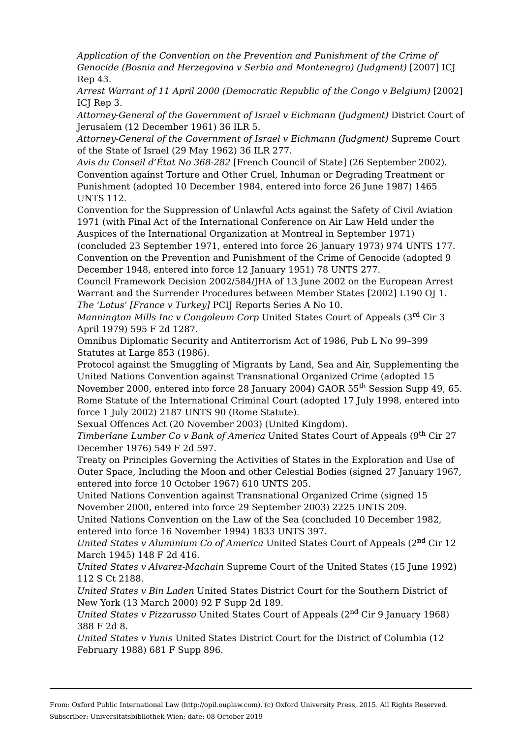*Application of the Convention on the Prevention and Punishment of the Crime of Genocide (Bosnia and Herzegovina v Serbia and Montenegro) (Judgment)* [2007] ICJ Rep 43.

*Arrest Warrant of 11 April 2000 (Democratic Republic of the Congo v Belgium)* [2002] ICJ Rep 3.

*Attorney-General of the Government of Israel v Eichmann (Judgment)* District Court of Jerusalem (12 December 1961) 36 ILR 5.

*Attorney-General of the Government of Israel v Eichmann (Judgment)* Supreme Court of the State of Israel (29 May 1962) 36 ILR 277.

*Avis du Conseil d'État No 368-282* [French Council of State] (26 September 2002).

Convention against Torture and Other Cruel, Inhuman or Degrading Treatment or Punishment (adopted 10 December 1984, entered into force 26 June 1987) 1465 UNTS 112.

Convention for the Suppression of Unlawful Acts against the Safety of Civil Aviation 1971 (with Final Act of the International Conference on Air Law Held under the Auspices of the International Organization at Montreal in September 1971) (concluded 23 September 1971, entered into force 26 January 1973) 974 UNTS 177.

Convention on the Prevention and Punishment of the Crime of Genocide (adopted 9 December 1948, entered into force 12 January 1951) 78 UNTS 277.

Council Framework Decision 2002/584/JHA of 13 June 2002 on the European Arrest Warrant and the Surrender Procedures between Member States [2002] L190 OJ 1.

*The 'Lotus' [France v Turkey]* PCIJ Reports Series A No 10.

*Mannington Mills Inc v Congoleum Corp* United States Court of Appeals (3rd Cir 3 April 1979) 595 F 2d 1287.

Omnibus Diplomatic Security and Antiterrorism Act of 1986, Pub L No 99–399 Statutes at Large 853 (1986).

Protocol against the Smuggling of Migrants by Land, Sea and Air, Supplementing the United Nations Convention against Transnational Organized Crime (adopted 15 November 2000, entered into force 28 January 2004) GAOR 55th Session Supp 49, 65.

Rome Statute of the International Criminal Court (adopted 17 July 1998, entered into force 1 July 2002) 2187 UNTS 90 (Rome Statute).

Sexual Offences Act (20 November 2003) (United Kingdom).

*Timberlane Lumber Co v Bank of America* United States Court of Appeals (9th Cir 27 December 1976) 549 F 2d 597.

Treaty on Principles Governing the Activities of States in the Exploration and Use of Outer Space, Including the Moon and other Celestial Bodies (signed 27 January 1967, entered into force 10 October 1967) 610 UNTS 205.

United Nations Convention against Transnational Organized Crime (signed 15 November 2000, entered into force 29 September 2003) 2225 UNTS 209.

United Nations Convention on the Law of the Sea (concluded 10 December 1982, entered into force 16 November 1994) 1833 UNTS 397.

*United States v Aluminium Co of America* United States Court of Appeals (2nd Cir 12 March 1945) 148 F 2d 416.

*United States v Alvarez-Machain* Supreme Court of the United States (15 June 1992) 112 S Ct 2188.

*United States v Bin Laden* United States District Court for the Southern District of New York (13 March 2000) 92 F Supp 2d 189.

*United States v Pizzarusso* United States Court of Appeals (2nd Cir 9 January 1968) 388 F 2d 8.

*United States v Yunis* United States District Court for the District of Columbia (12 February 1988) 681 F Supp 896.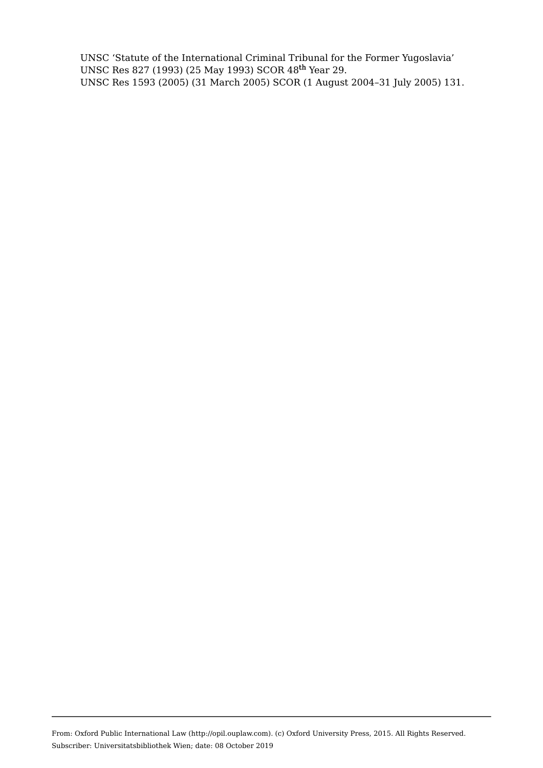UNSC 'Statute of the International Criminal Tribunal for the Former Yugoslavia' UNSC Res 827 (1993) (25 May 1993) SCOR 48th Year 29.

UNSC Res 1593 (2005) (31 March 2005) SCOR (1 August 2004–31 July 2005) 131.